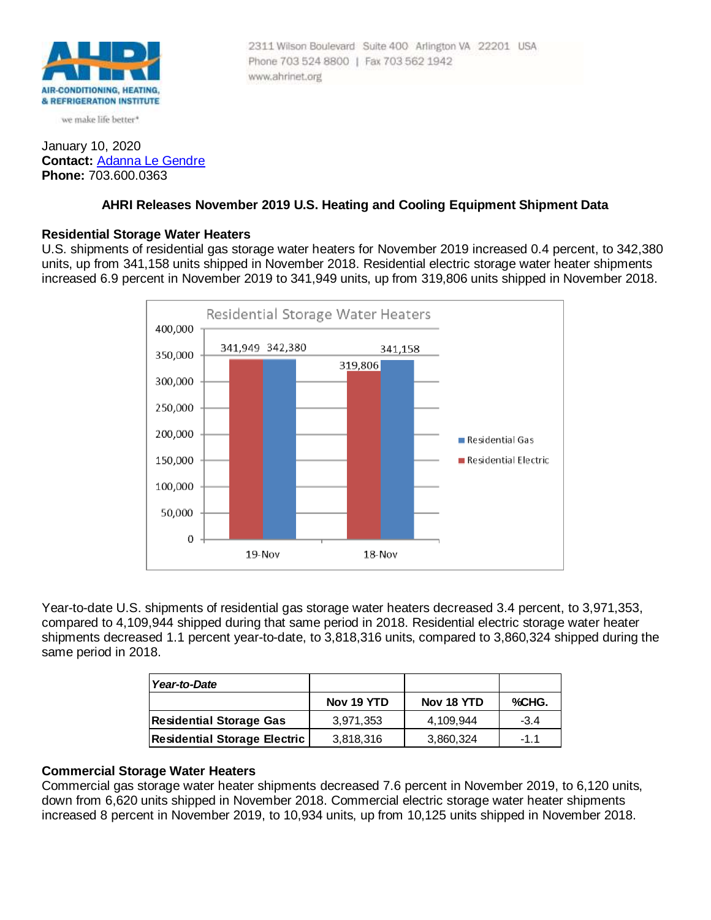AIR-CONDITIONING, HEATING, & REFRIGERATION INSTITUTE

we make life better*

2311 Wilson Boulevard Suite 400 Arlington VA 22201 USA
Phone 703 524 8800 | Fax 703 562 1942
www.ahrinet.org

January 10, 2020
**Contact:** Adanna Le Gendre
**Phone:** 703.600.0363

**AHRI Releases November 2019 U.S. Heating and Cooling Equipment Shipment Data**

### Residential Storage Water Heaters

U.S. shipments of residential gas storage water heaters for November 2019 increased 0.4 percent, to 342,380 units, up from 341,158 units shipped in November 2018. Residential electric storage water heater shipments increased 6.9 percent in November 2019 to 341,949 units, up from 319,806 units shipped in November 2018.

Residential Storage Water Heaters

| | Residential Electric | Residential Gas |
|---|---|---|
| 19-Nov | 341,949 | 342,380 |
| 18-Nov | 319,806 | 341,158 |

Year-to-date U.S. shipments of residential gas storage water heaters decreased 3.4 percent, to 3,971,353, compared to 4,109,944 shipped during that same period in 2018. Residential electric storage water heater shipments decreased 1.1 percent year-to-date, to 3,818,316 units, compared to 3,860,324 shipped during the same period in 2018.

| *Year-to-Date* | | | |
|---|---|---|---|
| | **Nov 19 YTD** | **Nov 18 YTD** | **%CHG.** |
| **Residential Storage Gas** | 3,971,353 | 4,109,944 | -3.4 |
| **Residential Storage Electric** | 3,818,316 | 3,860,324 | -1.1 |

### Commercial Storage Water Heaters

Commercial gas storage water heater shipments decreased 7.6 percent in November 2019, to 6,120 units, down from 6,620 units shipped in November 2018. Commercial electric storage water heater shipments increased 8 percent in November 2019, to 10,934 units, up from 10,125 units shipped in November 2018.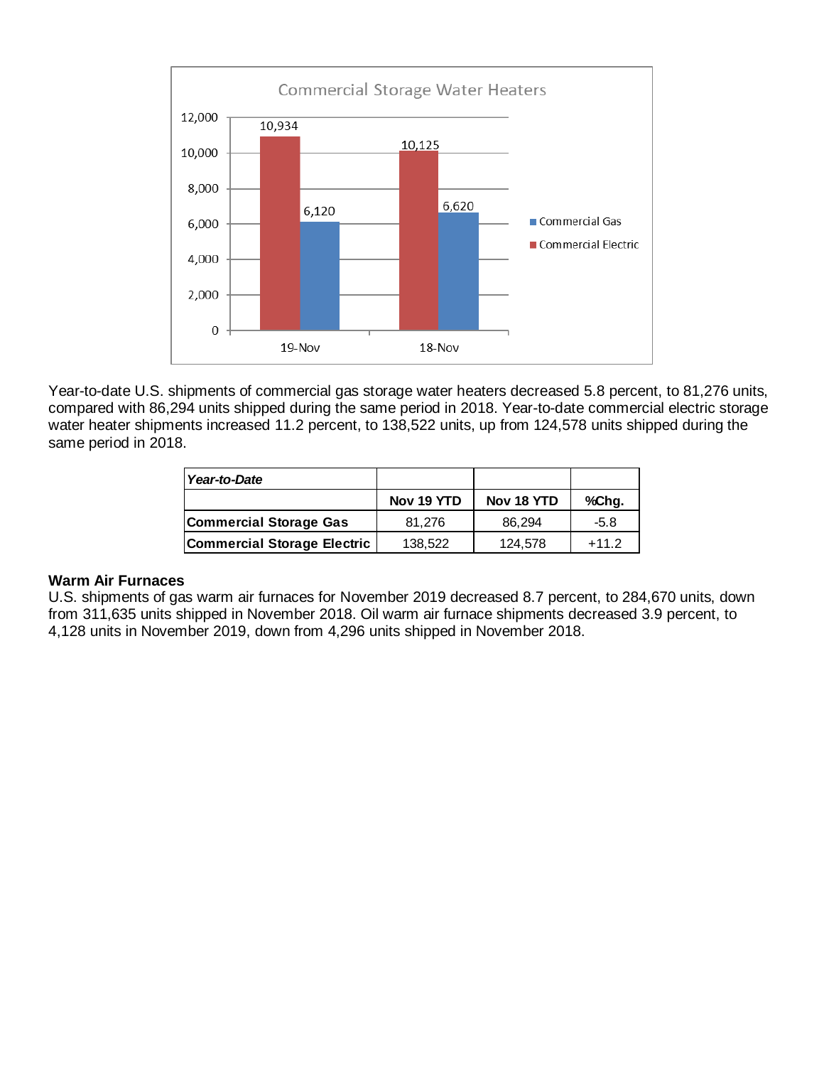**Commercial Storage Water Heaters**

| | 19-Nov | 18-Nov |
|---|---|---|
| Commercial Gas | 6,120 | 6,620 |
| Commercial Electric | 10,934 | 10,125 |

Year-to-date U.S. shipments of commercial gas storage water heaters decreased 5.8 percent, to 81,276 units, compared with 86,294 units shipped during the same period in 2018. Year-to-date commercial electric storage water heater shipments increased 11.2 percent, to 138,522 units, up from 124,578 units shipped during the same period in 2018.

| *Year-to-Date* | | | |
|---|---|---|---|
| | **Nov 19 YTD** | **Nov 18 YTD** | **%Chg.** |
| **Commercial Storage Gas** | 81,276 | 86,294 | -5.8 |
| **Commercial Storage Electric** | 138,522 | 124,578 | +11.2 |

### Warm Air Furnaces

U.S. shipments of gas warm air furnaces for November 2019 decreased 8.7 percent, to 284,670 units, down from 311,635 units shipped in November 2018. Oil warm air furnace shipments decreased 3.9 percent, to 4,128 units in November 2019, down from 4,296 units shipped in November 2018.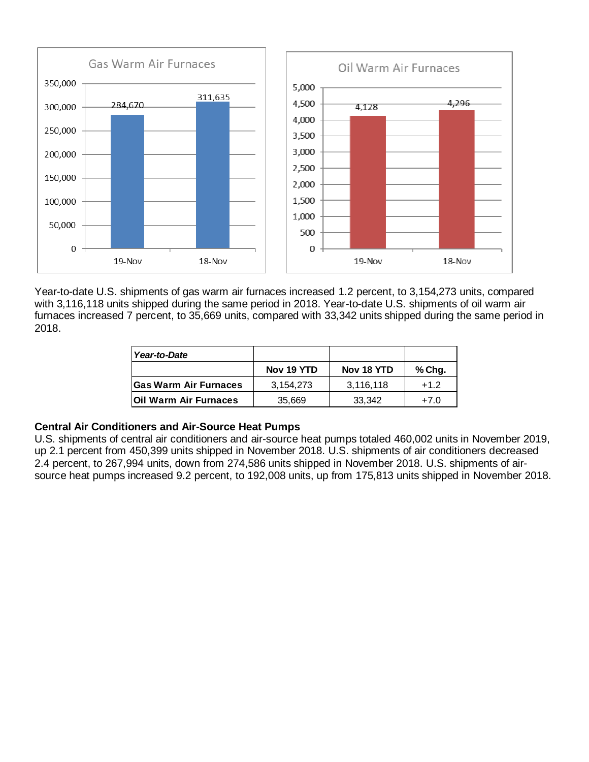Year-to-date U.S. shipments of gas warm air furnaces increased 1.2 percent, to 3,154,273 units, compared with 3,116,118 units shipped during the same period in 2018. Year-to-date U.S. shipments of oil warm air furnaces increased 7 percent, to 35,669 units, compared with 33,342 units shipped during the same period in 2018.

| *Year-to-Date* | | | |
|---|---|---|---|
| | **Nov 19 YTD** | **Nov 18 YTD** | **% Chg.** |
| **Gas Warm Air Furnaces** | 3,154,273 | 3,116,118 | +1.2 |
| **Oil Warm Air Furnaces** | 35,669 | 33,342 | +7.0 |

**Central Air Conditioners and Air-Source Heat Pumps**

U.S. shipments of central air conditioners and air-source heat pumps totaled 460,002 units in November 2019, up 2.1 percent from 450,399 units shipped in November 2018. U.S. shipments of air conditioners decreased 2.4 percent, to 267,994 units, down from 274,586 units shipped in November 2018. U.S. shipments of air-source heat pumps increased 9.2 percent, to 192,008 units, up from 175,813 units shipped in November 2018.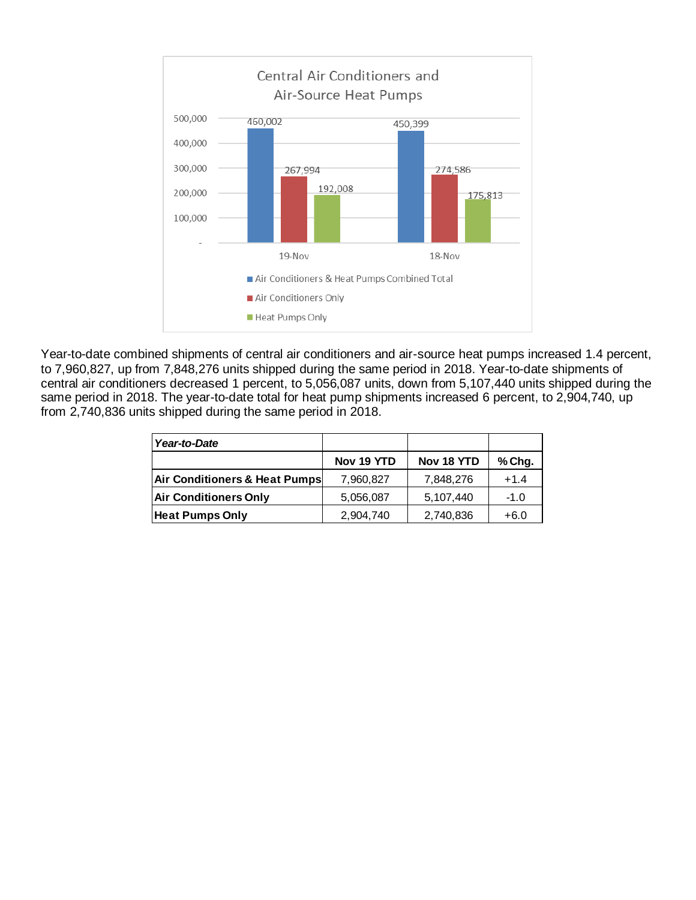Central Air Conditioners and Air-Source Heat Pumps

| | 19-Nov | 18-Nov |
|---|---|---|
| Air Conditioners & Heat Pumps Combined Total | 460,002 | 450,399 |
| Air Conditioners Only | 267,994 | 274,586 |
| Heat Pumps Only | 192,008 | 175,813 |

Year-to-date combined shipments of central air conditioners and air-source heat pumps increased 1.4 percent, to 7,960,827, up from 7,848,276 units shipped during the same period in 2018. Year-to-date shipments of central air conditioners decreased 1 percent, to 5,056,087 units, down from 5,107,440 units shipped during the same period in 2018. The year-to-date total for heat pump shipments increased 6 percent, to 2,904,740, up from 2,740,836 units shipped during the same period in 2018.

| ***Year-to-Date*** | | | |
|---|---|---|---|
| | **Nov 19 YTD** | **Nov 18 YTD** | **% Chg.** |
| **Air Conditioners & Heat Pumps** | 7,960,827 | 7,848,276 | +1.4 |
| **Air Conditioners Only** | 5,056,087 | 5,107,440 | -1.0 |
| **Heat Pumps Only** | 2,904,740 | 2,740,836 | +6.0 |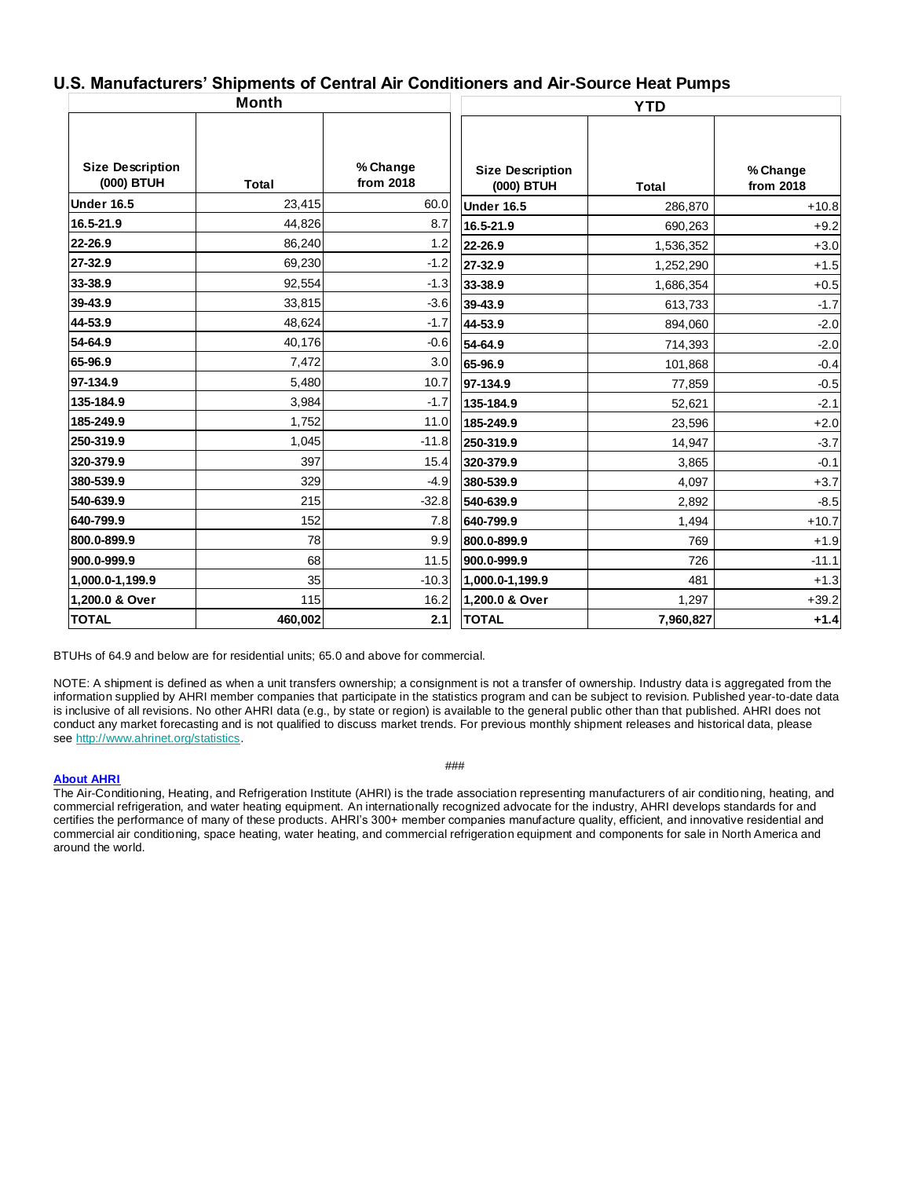## U.S. Manufacturers' Shipments of Central Air Conditioners and Air-Source Heat Pumps

| Month | | | YTD | | |
|---|---|---|---|---|---|
| Size Description (000) BTUH | Total | % Change from 2018 | Size Description (000) BTUH | Total | % Change from 2018 |
| **Under 16.5** | 23,415 | 60.0 | **Under 16.5** | 286,870 | +10.8 |
| **16.5-21.9** | 44,826 | 8.7 | **16.5-21.9** | 690,263 | +9.2 |
| **22-26.9** | 86,240 | 1.2 | **22-26.9** | 1,536,352 | +3.0 |
| **27-32.9** | 69,230 | -1.2 | **27-32.9** | 1,252,290 | +1.5 |
| **33-38.9** | 92,554 | -1.3 | **33-38.9** | 1,686,354 | +0.5 |
| **39-43.9** | 33,815 | -3.6 | **39-43.9** | 613,733 | -1.7 |
| **44-53.9** | 48,624 | -1.7 | **44-53.9** | 894,060 | -2.0 |
| **54-64.9** | 40,176 | -0.6 | **54-64.9** | 714,393 | -2.0 |
| **65-96.9** | 7,472 | 3.0 | **65-96.9** | 101,868 | -0.4 |
| **97-134.9** | 5,480 | 10.7 | **97-134.9** | 77,859 | -0.5 |
| **135-184.9** | 3,984 | -1.7 | **135-184.9** | 52,621 | -2.1 |
| **185-249.9** | 1,752 | 11.0 | **185-249.9** | 23,596 | +2.0 |
| **250-319.9** | 1,045 | -11.8 | **250-319.9** | 14,947 | -3.7 |
| **320-379.9** | 397 | 15.4 | **320-379.9** | 3,865 | -0.1 |
| **380-539.9** | 329 | -4.9 | **380-539.9** | 4,097 | +3.7 |
| **540-639.9** | 215 | -32.8 | **540-639.9** | 2,892 | -8.5 |
| **640-799.9** | 152 | 7.8 | **640-799.9** | 1,494 | +10.7 |
| **800.0-899.9** | 78 | 9.9 | **800.0-899.9** | 769 | +1.9 |
| **900.0-999.9** | 68 | 11.5 | **900.0-999.9** | 726 | -11.1 |
| **1,000.0-1,199.9** | 35 | -10.3 | **1,000.0-1,199.9** | 481 | +1.3 |
| **1,200.0 & Over** | 115 | 16.2 | **1,200.0 & Over** | 1,297 | +39.2 |
| **TOTAL** | **460,002** | **2.1** | **TOTAL** | **7,960,827** | **+1.4** |

BTUHs of 64.9 and below are for residential units; 65.0 and above for commercial.

NOTE: A shipment is defined as when a unit transfers ownership; a consignment is not a transfer of ownership. Industry data is aggregated from the information supplied by AHRI member companies that participate in the statistics program and can be subject to revision. Published year-to-date data is inclusive of all revisions. No other AHRI data (e.g., by state or region) is available to the general public other than that published. AHRI does not conduct any market forecasting and is not qualified to discuss market trends. For previous monthly shipment releases and historical data, please see http://www.ahrinet.org/statistics.

###

**About AHRI**

The Air-Conditioning, Heating, and Refrigeration Institute (AHRI) is the trade association representing manufacturers of air conditioning, heating, and commercial refrigeration, and water heating equipment. An internationally recognized advocate for the industry, AHRI develops standards for and certifies the performance of many of these products. AHRI's 300+ member companies manufacture quality, efficient, and innovative residential and commercial air conditioning, space heating, water heating, and commercial refrigeration equipment and components for sale in North America and around the world.